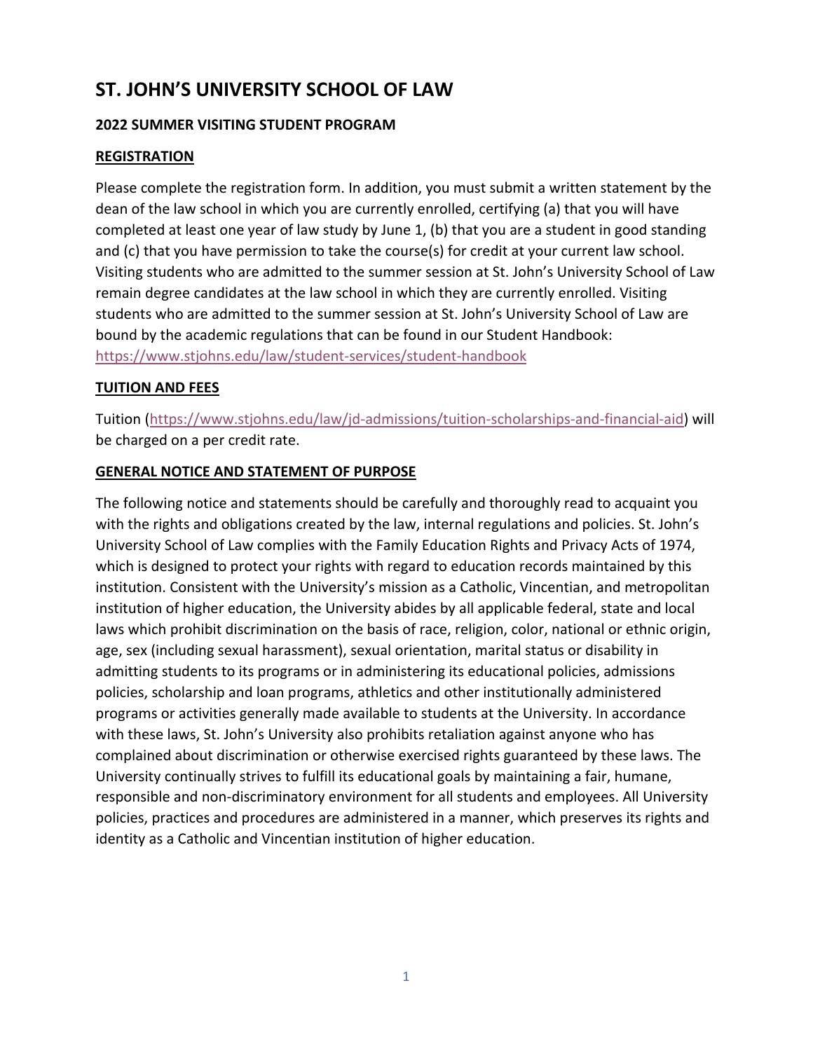# ST. JOHN'S UNIVERSITY SCHOOL OF LAW

**2022 SUMMER VISITING STUDENT PROGRAM**

**<u>REGISTRATION</u>**

Please complete the registration form. In addition, you must submit a written statement by the dean of the law school in which you are currently enrolled, certifying (a) that you will have completed at least one year of law study by June 1, (b) that you are a student in good standing and (c) that you have permission to take the course(s) for credit at your current law school. Visiting students who are admitted to the summer session at St. John's University School of Law remain degree candidates at the law school in which they are currently enrolled. Visiting students who are admitted to the summer session at St. John's University School of Law are bound by the academic regulations that can be found in our Student Handbook: https://www.stjohns.edu/law/student-services/student-handbook

**<u>TUITION AND FEES</u>**

Tuition (https://www.stjohns.edu/law/jd-admissions/tuition-scholarships-and-financial-aid) will be charged on a per credit rate.

**<u>GENERAL NOTICE AND STATEMENT OF PURPOSE</u>**

The following notice and statements should be carefully and thoroughly read to acquaint you with the rights and obligations created by the law, internal regulations and policies. St. John's University School of Law complies with the Family Education Rights and Privacy Acts of 1974, which is designed to protect your rights with regard to education records maintained by this institution. Consistent with the University's mission as a Catholic, Vincentian, and metropolitan institution of higher education, the University abides by all applicable federal, state and local laws which prohibit discrimination on the basis of race, religion, color, national or ethnic origin, age, sex (including sexual harassment), sexual orientation, marital status or disability in admitting students to its programs or in administering its educational policies, admissions policies, scholarship and loan programs, athletics and other institutionally administered programs or activities generally made available to students at the University. In accordance with these laws, St. John's University also prohibits retaliation against anyone who has complained about discrimination or otherwise exercised rights guaranteed by these laws. The University continually strives to fulfill its educational goals by maintaining a fair, humane, responsible and non-discriminatory environment for all students and employees. All University policies, practices and procedures are administered in a manner, which preserves its rights and identity as a Catholic and Vincentian institution of higher education.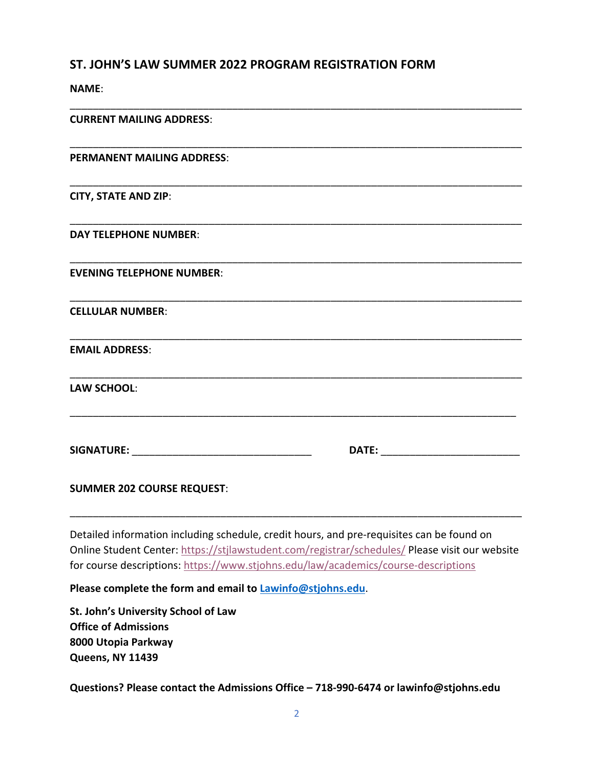## ST. JOHN'S LAW SUMMER 2022 PROGRAM REGISTRATION FORM

**NAME**:

________________________________________________________________________________

**CURRENT MAILING ADDRESS**:

________________________________________________________________________________

**PERMANENT MAILING ADDRESS**:

________________________________________________________________________________

**CITY, STATE AND ZIP**:

________________________________________________________________________________

**DAY TELEPHONE NUMBER**:

________________________________________________________________________________

**EVENING TELEPHONE NUMBER**:

________________________________________________________________________________

**CELLULAR NUMBER**:

________________________________________________________________________________

**EMAIL ADDRESS**:

________________________________________________________________________________

**LAW SCHOOL**:

________________________________________________________________________________

**SIGNATURE:** ________________________________ **DATE:** ________________________

**SUMMER 202 COURSE REQUEST**:

________________________________________________________________________________

Detailed information including schedule, credit hours, and pre-requisites can be found on Online Student Center: https://stjlawstudent.com/registrar/schedules/ Please visit our website for course descriptions: https://www.stjohns.edu/law/academics/course-descriptions

**Please complete the form and email to Lawinfo@stjohns.edu**.

**St. John's University School of Law**
**Office of Admissions**
**8000 Utopia Parkway**
**Queens, NY 11439**

**Questions? Please contact the Admissions Office – 718-990-6474 or lawinfo@stjohns.edu**